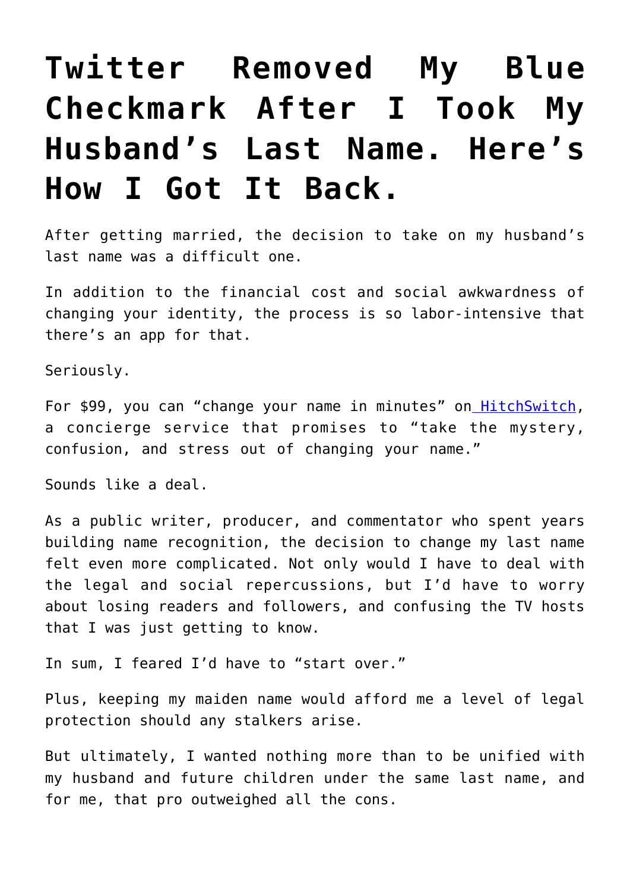# Twitter Removed My Blue Checkmark After I Took My Husband's Last Name. Here's How I Got It Back.

After getting married, the decision to take on my husband's last name was a difficult one.

In addition to the financial cost and social awkwardness of changing your identity, the process is so labor-intensive that there's an app for that.

Seriously.

For $99, you can "change your name in minutes" on HitchSwitch, a concierge service that promises to "take the mystery, confusion, and stress out of changing your name."

Sounds like a deal.

As a public writer, producer, and commentator who spent years building name recognition, the decision to change my last name felt even more complicated. Not only would I have to deal with the legal and social repercussions, but I'd have to worry about losing readers and followers, and confusing the TV hosts that I was just getting to know.

In sum, I feared I'd have to "start over."

Plus, keeping my maiden name would afford me a level of legal protection should any stalkers arise.

But ultimately, I wanted nothing more than to be unified with my husband and future children under the same last name, and for me, that pro outweighed all the cons.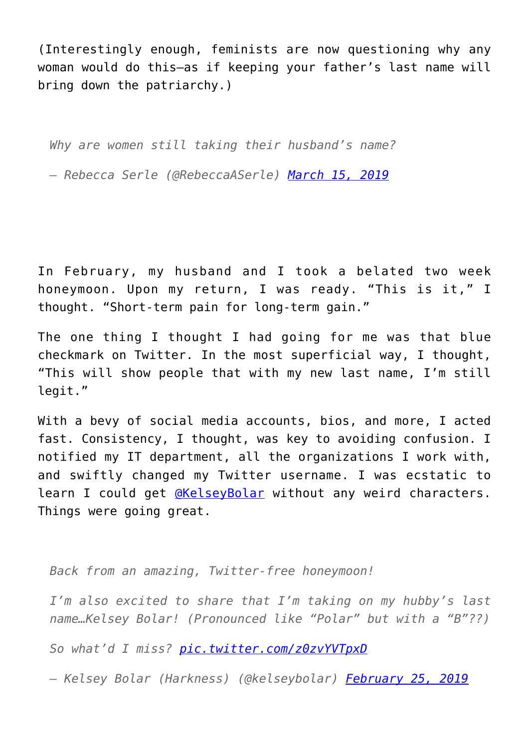(Interestingly enough, feminists are now questioning why any woman would do this—as if keeping your father's last name will bring down the patriarchy.)

> *Why are women still taking their husband's name?*
>
> *— Rebecca Serle (@RebeccaASerle) [March 15, 2019](#)*

In February, my husband and I took a belated two week honeymoon. Upon my return, I was ready. "This is it," I thought. "Short-term pain for long-term gain."

The one thing I thought I had going for me was that blue checkmark on Twitter. In the most superficial way, I thought, "This will show people that with my new last name, I'm still legit."

With a bevy of social media accounts, bios, and more, I acted fast. Consistency, I thought, was key to avoiding confusion. I notified my IT department, all the organizations I work with, and swiftly changed my Twitter username. I was ecstatic to learn I could get [@KelseyBolar](#) without any weird characters. Things were going great.

> *Back from an amazing, Twitter-free honeymoon!*
>
> *I'm also excited to share that I'm taking on my hubby's last name…Kelsey Bolar! (Pronounced like "Polar" but with a "B"??)*
>
> *So what'd I miss? [pic.twitter.com/z0zvYVTpxD](#)*
>
> *— Kelsey Bolar (Harkness) (@kelseybolar) [February 25, 2019](#)*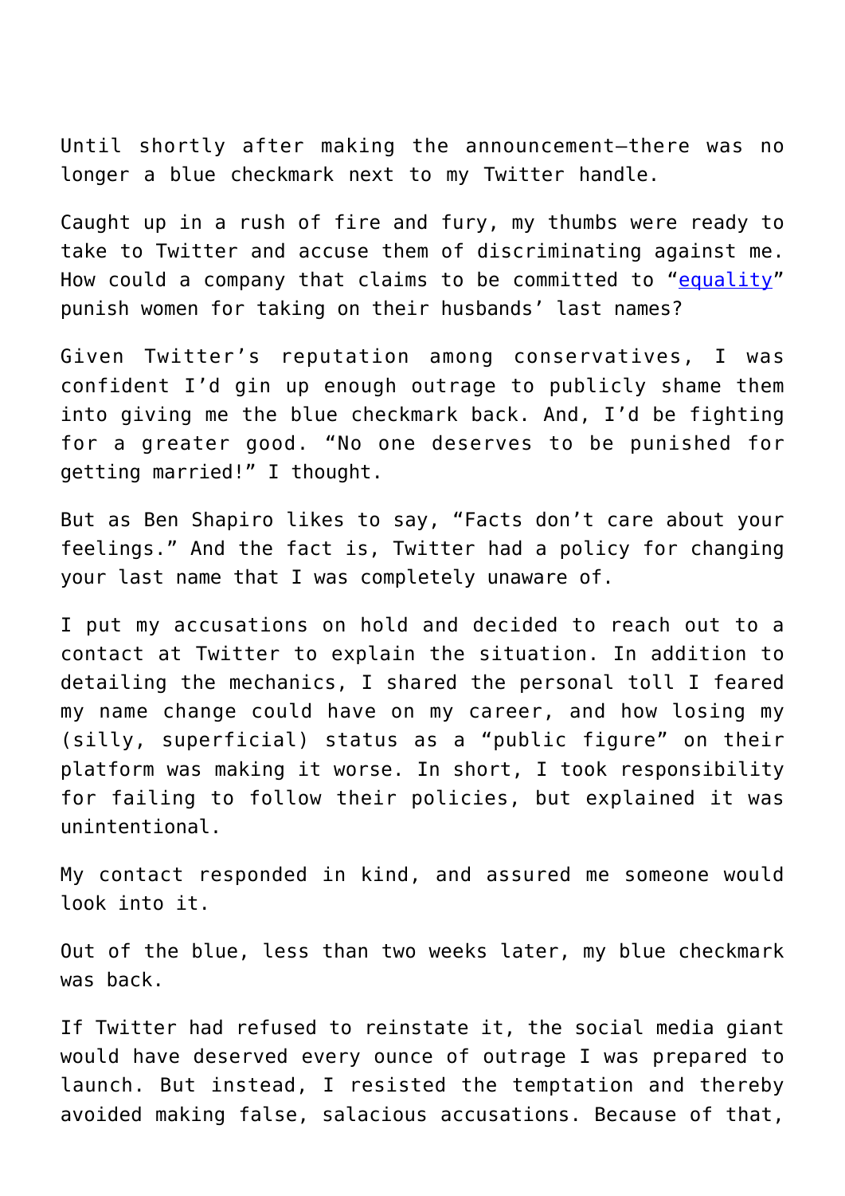Until shortly after making the announcement—there was no longer a blue checkmark next to my Twitter handle.

Caught up in a rush of fire and fury, my thumbs were ready to take to Twitter and accuse them of discriminating against me. How could a company that claims to be committed to "equality" punish women for taking on their husbands' last names?

Given Twitter's reputation among conservatives, I was confident I'd gin up enough outrage to publicly shame them into giving me the blue checkmark back. And, I'd be fighting for a greater good. "No one deserves to be punished for getting married!" I thought.

But as Ben Shapiro likes to say, "Facts don't care about your feelings." And the fact is, Twitter had a policy for changing your last name that I was completely unaware of.

I put my accusations on hold and decided to reach out to a contact at Twitter to explain the situation. In addition to detailing the mechanics, I shared the personal toll I feared my name change could have on my career, and how losing my (silly, superficial) status as a "public figure" on their platform was making it worse. In short, I took responsibility for failing to follow their policies, but explained it was unintentional.

My contact responded in kind, and assured me someone would look into it.

Out of the blue, less than two weeks later, my blue checkmark was back.

If Twitter had refused to reinstate it, the social media giant would have deserved every ounce of outrage I was prepared to launch. But instead, I resisted the temptation and thereby avoided making false, salacious accusations. Because of that,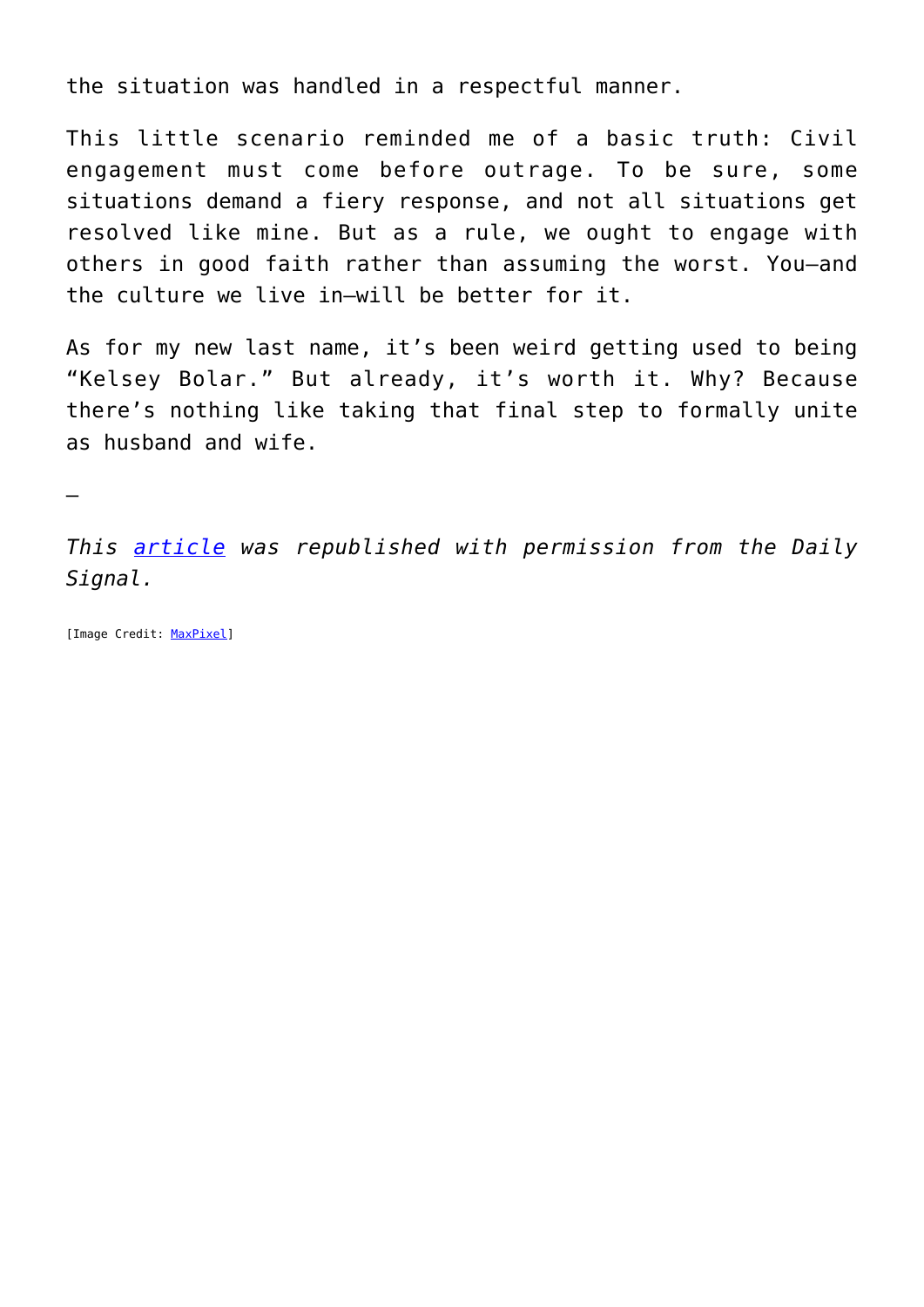the situation was handled in a respectful manner.

This little scenario reminded me of a basic truth: Civil engagement must come before outrage. To be sure, some situations demand a fiery response, and not all situations get resolved like mine. But as a rule, we ought to engage with others in good faith rather than assuming the worst. You—and the culture we live in—will be better for it.

As for my new last name, it's been weird getting used to being "Kelsey Bolar." But already, it's worth it. Why? Because there's nothing like taking that final step to formally unite as husband and wife.

—

*This article was republished with permission from the Daily Signal.*

[Image Credit: MaxPixel]